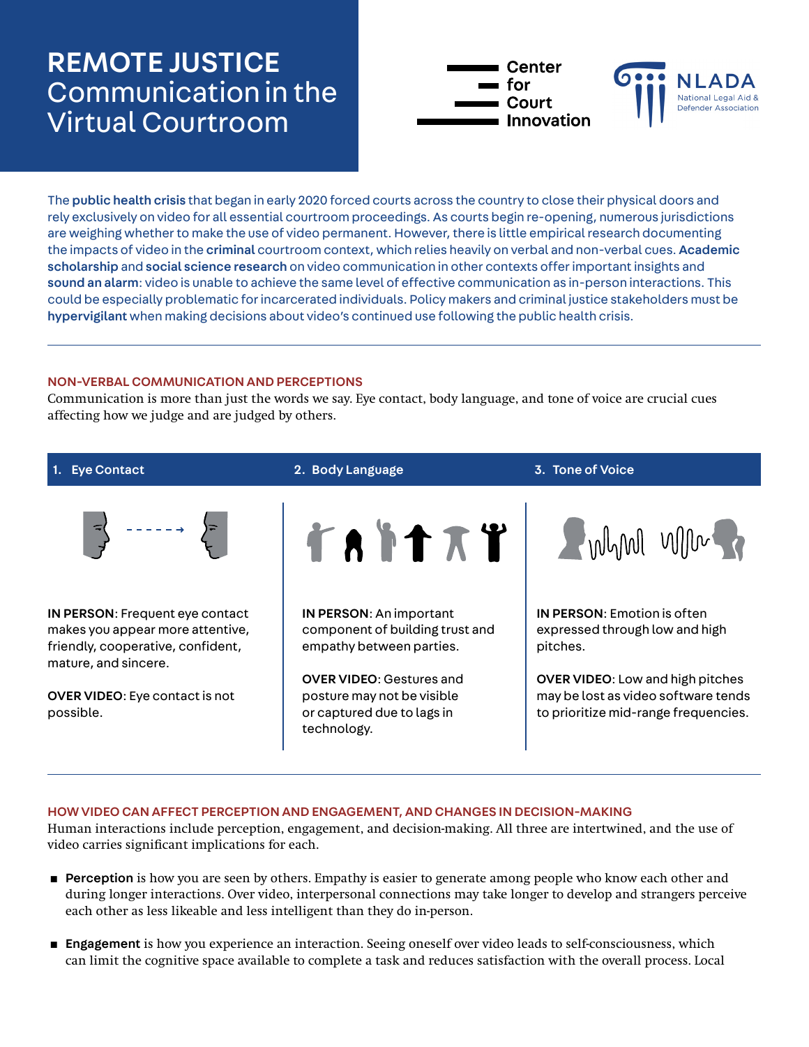# REMOTE JUSTICE
## Communication in the Virtual Courtroom

Center for Court Innovation

NLADA National Legal Aid & Defender Association

The **public health crisis** that began in early 2020 forced courts across the country to close their physical doors and rely exclusively on video for all essential courtroom proceedings. As courts begin re-opening, numerous jurisdictions are weighing whether to make the use of video permanent. However, there is little empirical research documenting the impacts of video in the **criminal** courtroom context, which relies heavily on verbal and non-verbal cues. **Academic scholarship** and **social science research** on video communication in other contexts offer important insights and **sound an alarm**: video is unable to achieve the same level of effective communication as in-person interactions. This could be especially problematic for incarcerated individuals. Policy makers and criminal justice stakeholders must be **hypervigilant** when making decisions about video's continued use following the public health crisis.

---

### NON-VERBAL COMMUNICATION AND PERCEPTIONS

Communication is more than just the words we say. Eye contact, body language, and tone of voice are crucial cues affecting how we judge and are judged by others.

#### 1. Eye Contact

**IN PERSON**: Frequent eye contact makes you appear more attentive, friendly, cooperative, confident, mature, and sincere.

**OVER VIDEO**: Eye contact is not possible.

#### 2. Body Language

**IN PERSON**: An important component of building trust and empathy between parties.

**OVER VIDEO**: Gestures and posture may not be visible or captured due to lags in technology.

#### 3. Tone of Voice

**IN PERSON**: Emotion is often expressed through low and high pitches.

**OVER VIDEO**: Low and high pitches may be lost as video software tends to prioritize mid-range frequencies.

---

### HOW VIDEO CAN AFFECT PERCEPTION AND ENGAGEMENT, AND CHANGES IN DECISION-MAKING

Human interactions include perception, engagement, and decision-making. All three are intertwined, and the use of video carries significant implications for each.

- **Perception** is how you are seen by others. Empathy is easier to generate among people who know each other and during longer interactions. Over video, interpersonal connections may take longer to develop and strangers perceive each other as less likeable and less intelligent than they do in-person.

- **Engagement** is how you experience an interaction. Seeing oneself over video leads to self-consciousness, which can limit the cognitive space available to complete a task and reduces satisfaction with the overall process. Local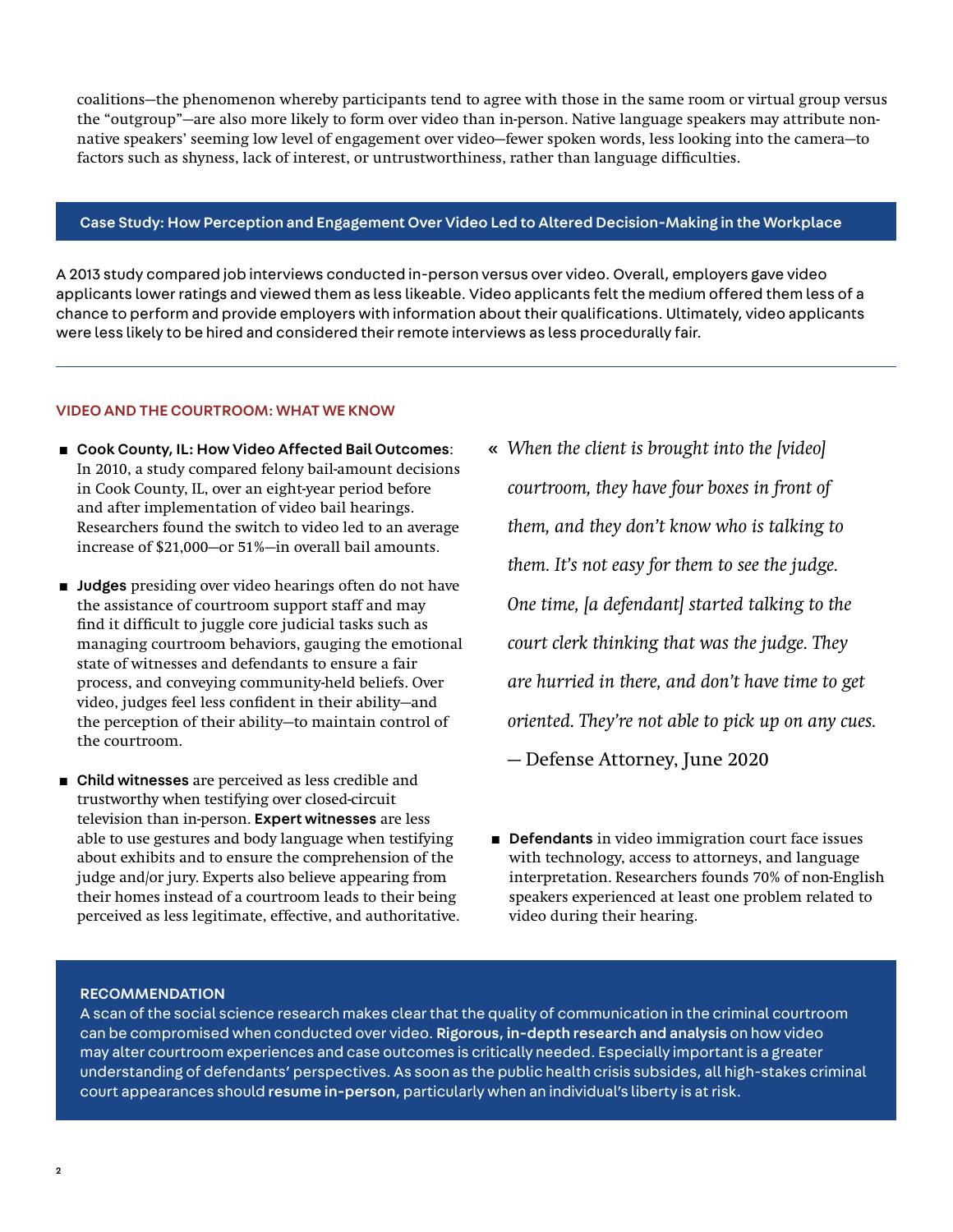coalitions—the phenomenon whereby participants tend to agree with those in the same room or virtual group versus the "outgroup"—are also more likely to form over video than in-person. Native language speakers may attribute non-native speakers' seeming low level of engagement over video—fewer spoken words, less looking into the camera—to factors such as shyness, lack of interest, or untrustworthiness, rather than language difficulties.

## Case Study: How Perception and Engagement Over Video Led to Altered Decision-Making in the Workplace

A 2013 study compared job interviews conducted in-person versus over video. Overall, employers gave video applicants lower ratings and viewed them as less likeable. Video applicants felt the medium offered them less of a chance to perform and provide employers with information about their qualifications. Ultimately, video applicants were less likely to be hired and considered their remote interviews as less procedurally fair.

## VIDEO AND THE COURTROOM: WHAT WE KNOW

- **Cook County, IL: How Video Affected Bail Outcomes**: In 2010, a study compared felony bail-amount decisions in Cook County, IL, over an eight-year period before and after implementation of video bail hearings. Researchers found the switch to video led to an average increase of $21,000—or 51%—in overall bail amounts.

- **Judges** presiding over video hearings often do not have the assistance of courtroom support staff and may find it difficult to juggle core judicial tasks such as managing courtroom behaviors, gauging the emotional state of witnesses and defendants to ensure a fair process, and conveying community-held beliefs. Over video, judges feel less confident in their ability—and the perception of their ability—to maintain control of the courtroom.

- **Child witnesses** are perceived as less credible and trustworthy when testifying over closed-circuit television than in-person. **Expert witnesses** are less able to use gestures and body language when testifying about exhibits and to ensure the comprehension of the judge and/or jury. Experts also believe appearing from their homes instead of a courtroom leads to their being perceived as less legitimate, effective, and authoritative.

> « *When the client is brought into the [video] courtroom, they have four boxes in front of them, and they don't know who is talking to them. It's not easy for them to see the judge. One time, [a defendant] started talking to the court clerk thinking that was the judge. They are hurried in there, and don't have time to get oriented. They're not able to pick up on any cues.*
>
> — Defense Attorney, June 2020

- **Defendants** in video immigration court face issues with technology, access to attorneys, and language interpretation. Researchers founds 70% of non-English speakers experienced at least one problem related to video during their hearing.

## RECOMMENDATION

A scan of the social science research makes clear that the quality of communication in the criminal courtroom can be compromised when conducted over video. **Rigorous, in-depth research and analysis** on how video may alter courtroom experiences and case outcomes is critically needed. Especially important is a greater understanding of defendants' perspectives. As soon as the public health crisis subsides, all high-stakes criminal court appearances should **resume in-person**, particularly when an individual's liberty is at risk.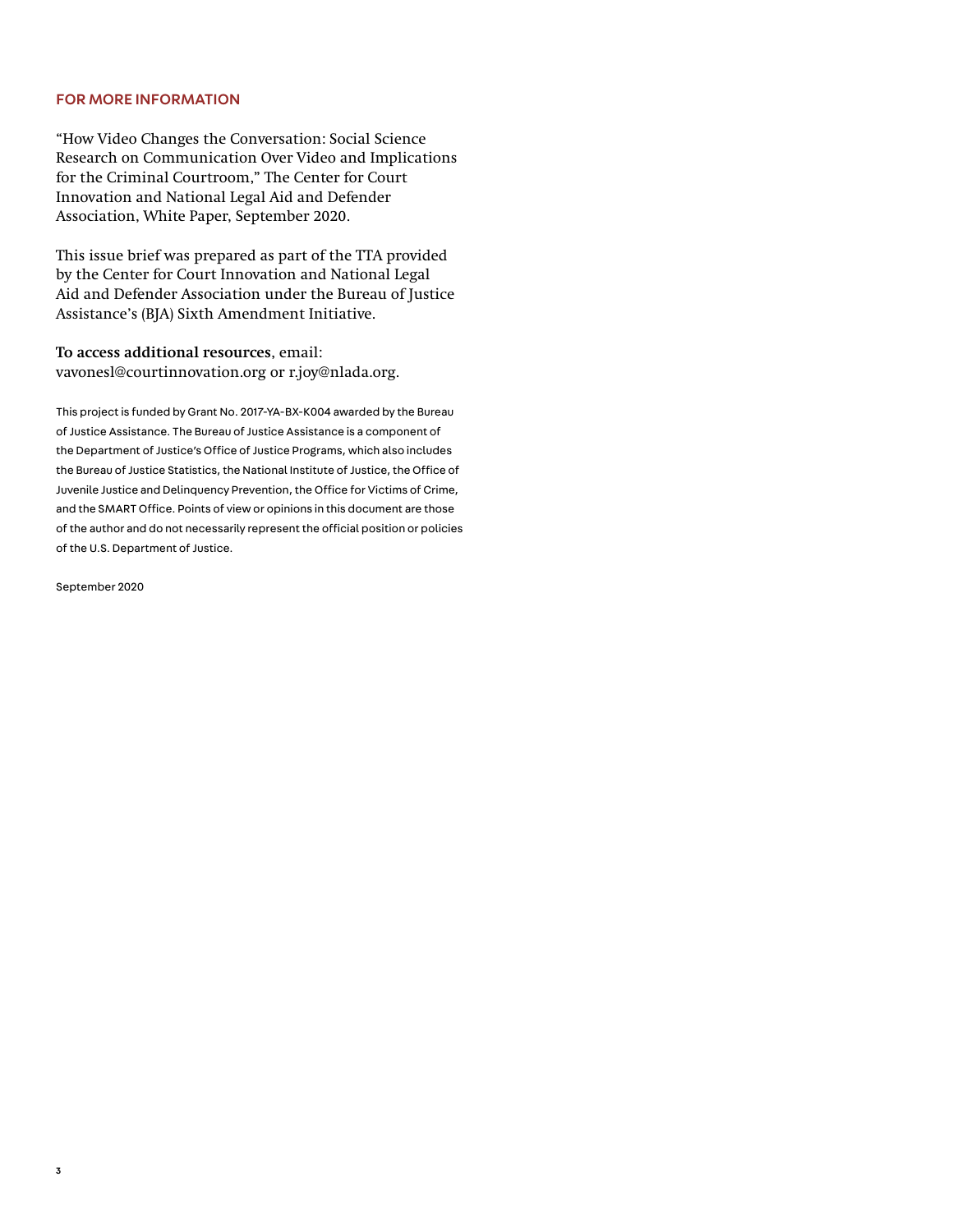## FOR MORE INFORMATION

"How Video Changes the Conversation: Social Science Research on Communication Over Video and Implications for the Criminal Courtroom," The Center for Court Innovation and National Legal Aid and Defender Association, White Paper, September 2020.

This issue brief was prepared as part of the TTA provided by the Center for Court Innovation and National Legal Aid and Defender Association under the Bureau of Justice Assistance's (BJA) Sixth Amendment Initiative.

**To access additional resources**, email: vavonesl@courtinnovation.org or r.joy@nlada.org.

This project is funded by Grant No. 2017-YA-BX-K004 awarded by the Bureau of Justice Assistance. The Bureau of Justice Assistance is a component of the Department of Justice's Office of Justice Programs, which also includes the Bureau of Justice Statistics, the National Institute of Justice, the Office of Juvenile Justice and Delinquency Prevention, the Office for Victims of Crime, and the SMART Office. Points of view or opinions in this document are those of the author and do not necessarily represent the official position or policies of the U.S. Department of Justice.

September 2020